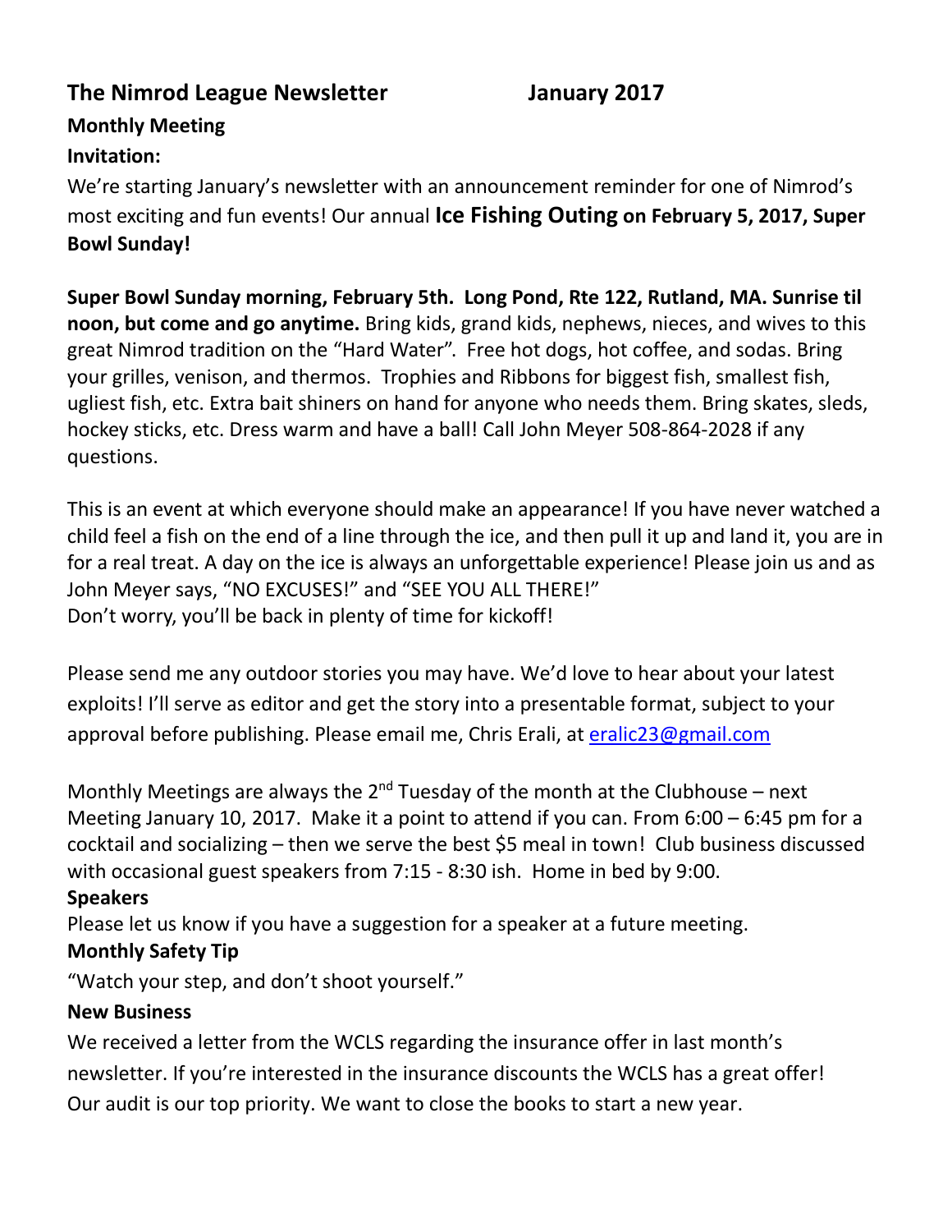# The Nimrod League Newsletter January 2017

**Monthly Meeting**

**Invitation:**

We're starting January's newsletter with an announcement reminder for one of Nimrod's most exciting and fun events! Our annual **Ice Fishing Outing on February 5, 2017, Super Bowl Sunday!**

**Super Bowl Sunday morning, February 5th. Long Pond, Rte 122, Rutland, MA. Sunrise til noon, but come and go anytime.** Bring kids, grand kids, nephews, nieces, and wives to this great Nimrod tradition on the "Hard Water". Free hot dogs, hot coffee, and sodas. Bring your grilles, venison, and thermos. Trophies and Ribbons for biggest fish, smallest fish, ugliest fish, etc. Extra bait shiners on hand for anyone who needs them. Bring skates, sleds, hockey sticks, etc. Dress warm and have a ball! Call John Meyer 508-864-2028 if any questions.

This is an event at which everyone should make an appearance! If you have never watched a child feel a fish on the end of a line through the ice, and then pull it up and land it, you are in for a real treat. A day on the ice is always an unforgettable experience! Please join us and as John Meyer says, "NO EXCUSES!" and "SEE YOU ALL THERE!"
Don't worry, you'll be back in plenty of time for kickoff!

Please send me any outdoor stories you may have. We'd love to hear about your latest exploits! I'll serve as editor and get the story into a presentable format, subject to your approval before publishing. Please email me, Chris Erali, at eralic23@gmail.com

Monthly Meetings are always the 2nd Tuesday of the month at the Clubhouse – next Meeting January 10, 2017. Make it a point to attend if you can. From 6:00 – 6:45 pm for a cocktail and socializing – then we serve the best $5 meal in town! Club business discussed with occasional guest speakers from 7:15 - 8:30 ish. Home in bed by 9:00.

**Speakers**

Please let us know if you have a suggestion for a speaker at a future meeting.

**Monthly Safety Tip**

"Watch your step, and don't shoot yourself."

**New Business**

We received a letter from the WCLS regarding the insurance offer in last month's newsletter. If you're interested in the insurance discounts the WCLS has a great offer!
Our audit is our top priority. We want to close the books to start a new year.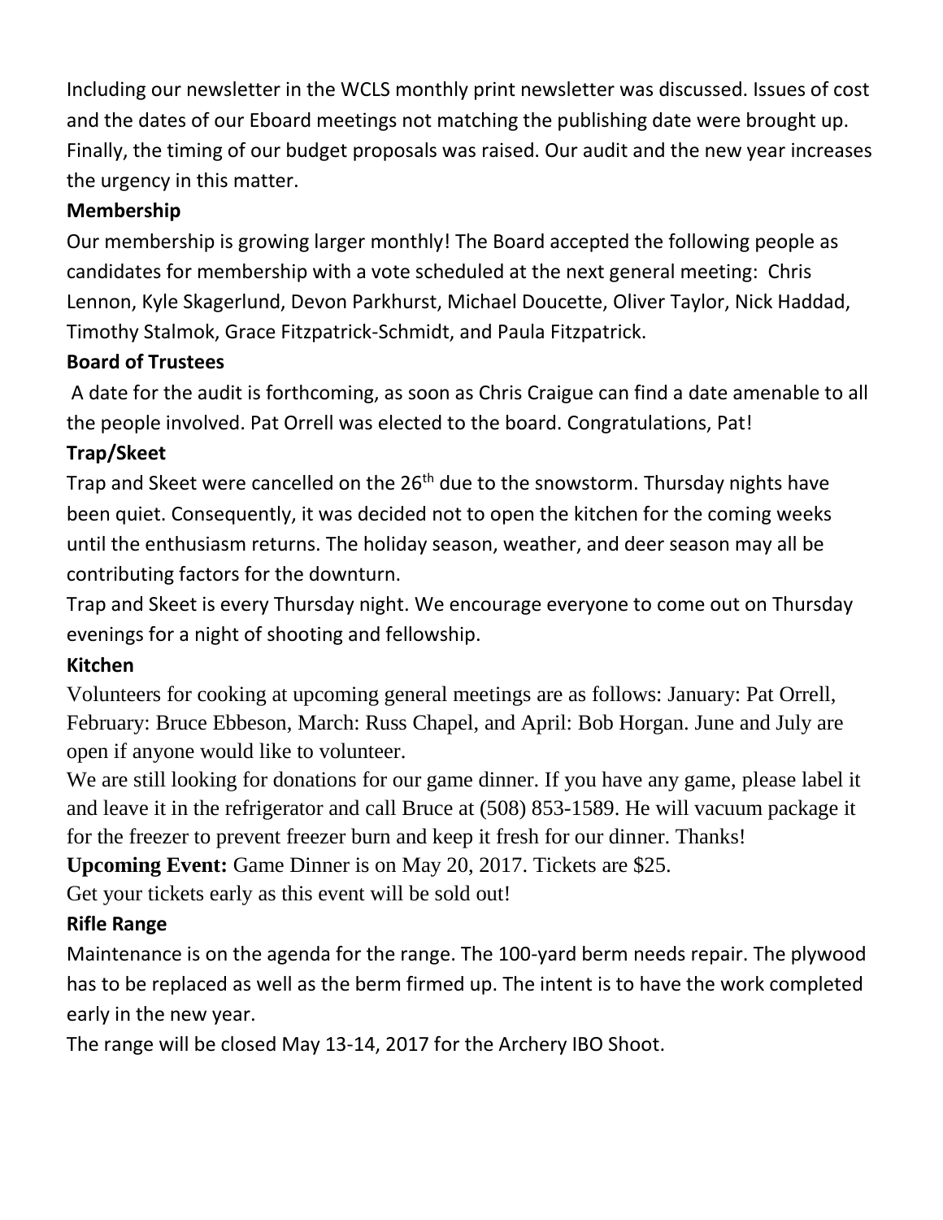Including our newsletter in the WCLS monthly print newsletter was discussed. Issues of cost and the dates of our Eboard meetings not matching the publishing date were brought up. Finally, the timing of our budget proposals was raised. Our audit and the new year increases the urgency in this matter.

**Membership**

Our membership is growing larger monthly! The Board accepted the following people as candidates for membership with a vote scheduled at the next general meeting: Chris Lennon, Kyle Skagerlund, Devon Parkhurst, Michael Doucette, Oliver Taylor, Nick Haddad, Timothy Stalmok, Grace Fitzpatrick-Schmidt, and Paula Fitzpatrick.

**Board of Trustees**

A date for the audit is forthcoming, as soon as Chris Craigue can find a date amenable to all the people involved. Pat Orrell was elected to the board. Congratulations, Pat!

**Trap/Skeet**

Trap and Skeet were cancelled on the 26th due to the snowstorm. Thursday nights have been quiet. Consequently, it was decided not to open the kitchen for the coming weeks until the enthusiasm returns. The holiday season, weather, and deer season may all be contributing factors for the downturn.

Trap and Skeet is every Thursday night. We encourage everyone to come out on Thursday evenings for a night of shooting and fellowship.

**Kitchen**

Volunteers for cooking at upcoming general meetings are as follows: January: Pat Orrell, February: Bruce Ebbeson, March: Russ Chapel, and April: Bob Horgan. June and July are open if anyone would like to volunteer.

We are still looking for donations for our game dinner. If you have any game, please label it and leave it in the refrigerator and call Bruce at (508) 853-1589. He will vacuum package it for the freezer to prevent freezer burn and keep it fresh for our dinner. Thanks!

**Upcoming Event:** Game Dinner is on May 20, 2017. Tickets are $25.

Get your tickets early as this event will be sold out!

**Rifle Range**

Maintenance is on the agenda for the range. The 100-yard berm needs repair. The plywood has to be replaced as well as the berm firmed up. The intent is to have the work completed early in the new year.

The range will be closed May 13-14, 2017 for the Archery IBO Shoot.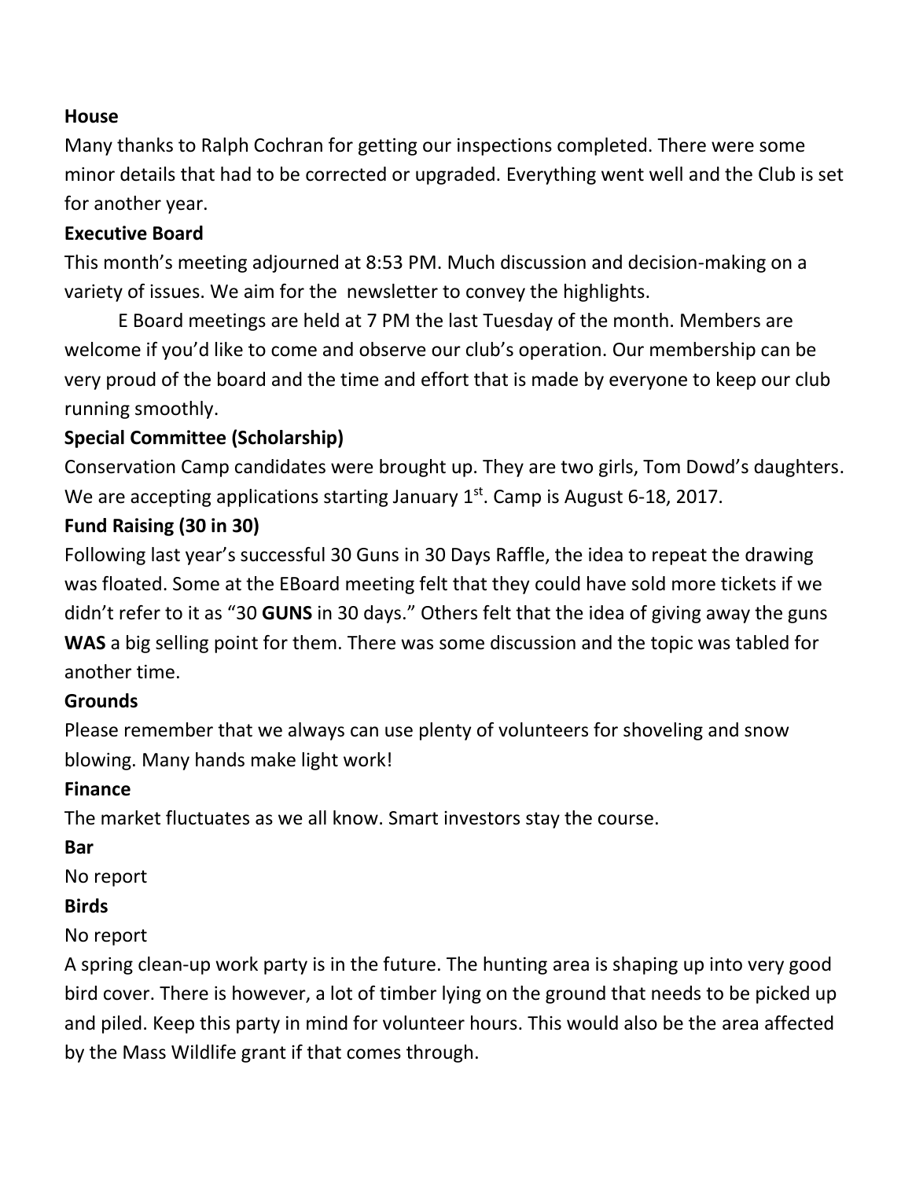**House**

Many thanks to Ralph Cochran for getting our inspections completed. There were some minor details that had to be corrected or upgraded. Everything went well and the Club is set for another year.

**Executive Board**

This month's meeting adjourned at 8:53 PM. Much discussion and decision-making on a variety of issues. We aim for the newsletter to convey the highlights.

E Board meetings are held at 7 PM the last Tuesday of the month. Members are welcome if you'd like to come and observe our club's operation. Our membership can be very proud of the board and the time and effort that is made by everyone to keep our club running smoothly.

**Special Committee (Scholarship)**

Conservation Camp candidates were brought up. They are two girls, Tom Dowd's daughters. We are accepting applications starting January 1st. Camp is August 6-18, 2017.

**Fund Raising (30 in 30)**

Following last year's successful 30 Guns in 30 Days Raffle, the idea to repeat the drawing was floated. Some at the EBoard meeting felt that they could have sold more tickets if we didn't refer to it as "30 **GUNS** in 30 days." Others felt that the idea of giving away the guns **WAS** a big selling point for them. There was some discussion and the topic was tabled for another time.

**Grounds**

Please remember that we always can use plenty of volunteers for shoveling and snow blowing. Many hands make light work!

**Finance**

The market fluctuates as we all know. Smart investors stay the course.

**Bar**

No report

**Birds**

No report

A spring clean-up work party is in the future. The hunting area is shaping up into very good bird cover. There is however, a lot of timber lying on the ground that needs to be picked up and piled. Keep this party in mind for volunteer hours. This would also be the area affected by the Mass Wildlife grant if that comes through.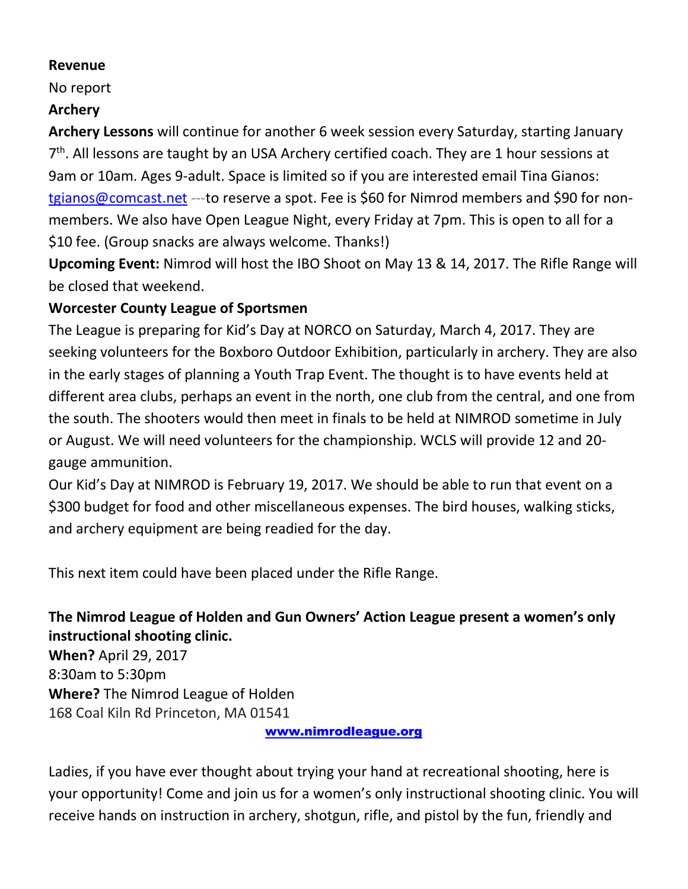**Revenue**

No report

**Archery**

**Archery Lessons** will continue for another 6 week session every Saturday, starting January 7th. All lessons are taught by an USA Archery certified coach. They are 1 hour sessions at 9am or 10am. Ages 9-adult. Space is limited so if you are interested email Tina Gianos: tgianos@comcast.net ---to reserve a spot. Fee is $60 for Nimrod members and $90 for non-members. We also have Open League Night, every Friday at 7pm. This is open to all for a $10 fee. (Group snacks are always welcome. Thanks!)

**Upcoming Event:** Nimrod will host the IBO Shoot on May 13 & 14, 2017. The Rifle Range will be closed that weekend.

**Worcester County League of Sportsmen**

The League is preparing for Kid's Day at NORCO on Saturday, March 4, 2017. They are seeking volunteers for the Boxboro Outdoor Exhibition, particularly in archery. They are also in the early stages of planning a Youth Trap Event. The thought is to have events held at different area clubs, perhaps an event in the north, one club from the central, and one from the south. The shooters would then meet in finals to be held at NIMROD sometime in July or August. We will need volunteers for the championship. WCLS will provide 12 and 20-gauge ammunition.

Our Kid's Day at NIMROD is February 19, 2017. We should be able to run that event on a $300 budget for food and other miscellaneous expenses. The bird houses, walking sticks, and archery equipment are being readied for the day.

This next item could have been placed under the Rifle Range.

**The Nimrod League of Holden and Gun Owners' Action League present a women's only instructional shooting clinic.**

**When?** April 29, 2017
8:30am to 5:30pm

**Where?** The Nimrod League of Holden
168 Coal Kiln Rd Princeton, MA 01541

www.nimrodleague.org

Ladies, if you have ever thought about trying your hand at recreational shooting, here is your opportunity! Come and join us for a women's only instructional shooting clinic. You will receive hands on instruction in archery, shotgun, rifle, and pistol by the fun, friendly and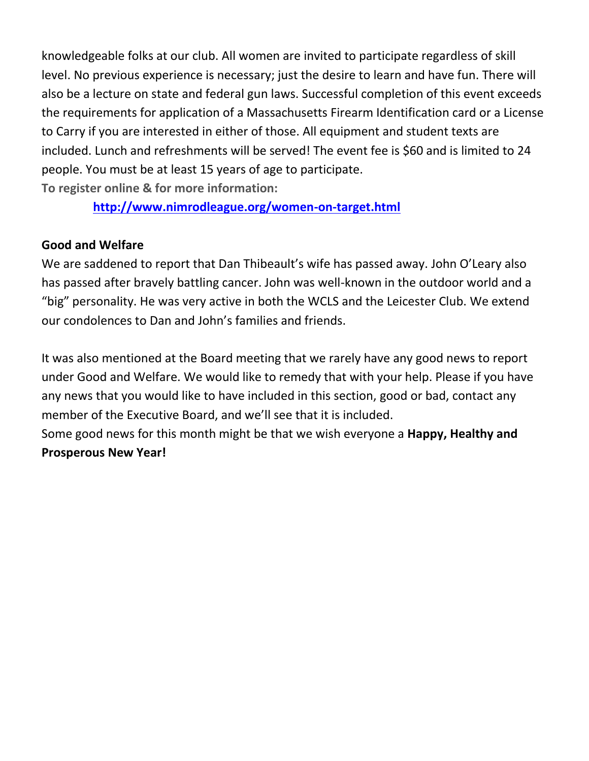knowledgeable folks at our club. All women are invited to participate regardless of skill level. No previous experience is necessary; just the desire to learn and have fun. There will also be a lecture on state and federal gun laws. Successful completion of this event exceeds the requirements for application of a Massachusetts Firearm Identification card or a License to Carry if you are interested in either of those. All equipment and student texts are included. Lunch and refreshments will be served! The event fee is $60 and is limited to 24 people. You must be at least 15 years of age to participate.

**To register online & for more information:**

**http://www.nimrodleague.org/women-on-target.html**

**Good and Welfare**

We are saddened to report that Dan Thibeault's wife has passed away. John O'Leary also has passed after bravely battling cancer. John was well-known in the outdoor world and a "big" personality. He was very active in both the WCLS and the Leicester Club. We extend our condolences to Dan and John's families and friends.

It was also mentioned at the Board meeting that we rarely have any good news to report under Good and Welfare. We would like to remedy that with your help. Please if you have any news that you would like to have included in this section, good or bad, contact any member of the Executive Board, and we'll see that it is included.

Some good news for this month might be that we wish everyone a **Happy, Healthy and Prosperous New Year!**